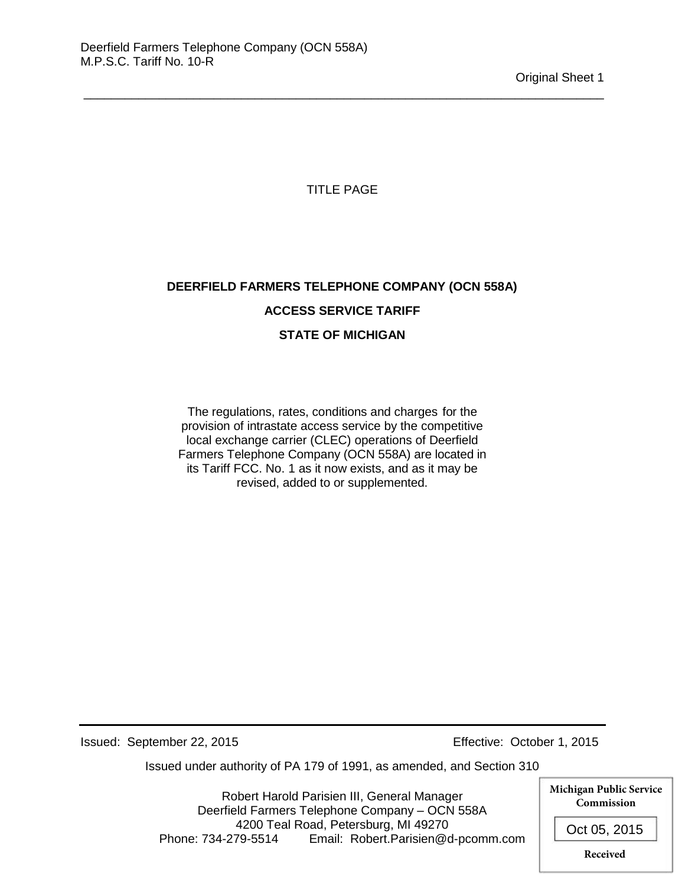Deerfield Farmers Telephone Company (OCN 558A)
M.P.S.C. Tariff No. 10-R

Original Sheet 1

TITLE PAGE

**DEERFIELD FARMERS TELEPHONE COMPANY (OCN 558A)**

**ACCESS SERVICE TARIFF**

**STATE OF MICHIGAN**

The regulations, rates, conditions and charges for the provision of intrastate access service by the competitive local exchange carrier (CLEC) operations of Deerfield Farmers Telephone Company (OCN 558A) are located in its Tariff FCC. No. 1 as it now exists, and as it may be revised, added to or supplemented.

Issued: September 22, 2015 Effective: October 1, 2015

Issued under authority of PA 179 of 1991, as amended, and Section 310

Robert Harold Parisien III, General Manager
Deerfield Farmers Telephone Company – OCN 558A
4200 Teal Road, Petersburg, MI 49270
Phone: 734-279-5514 Email: Robert.Parisien@d-pcomm.com

Michigan Public Service Commission
Oct 05, 2015
Received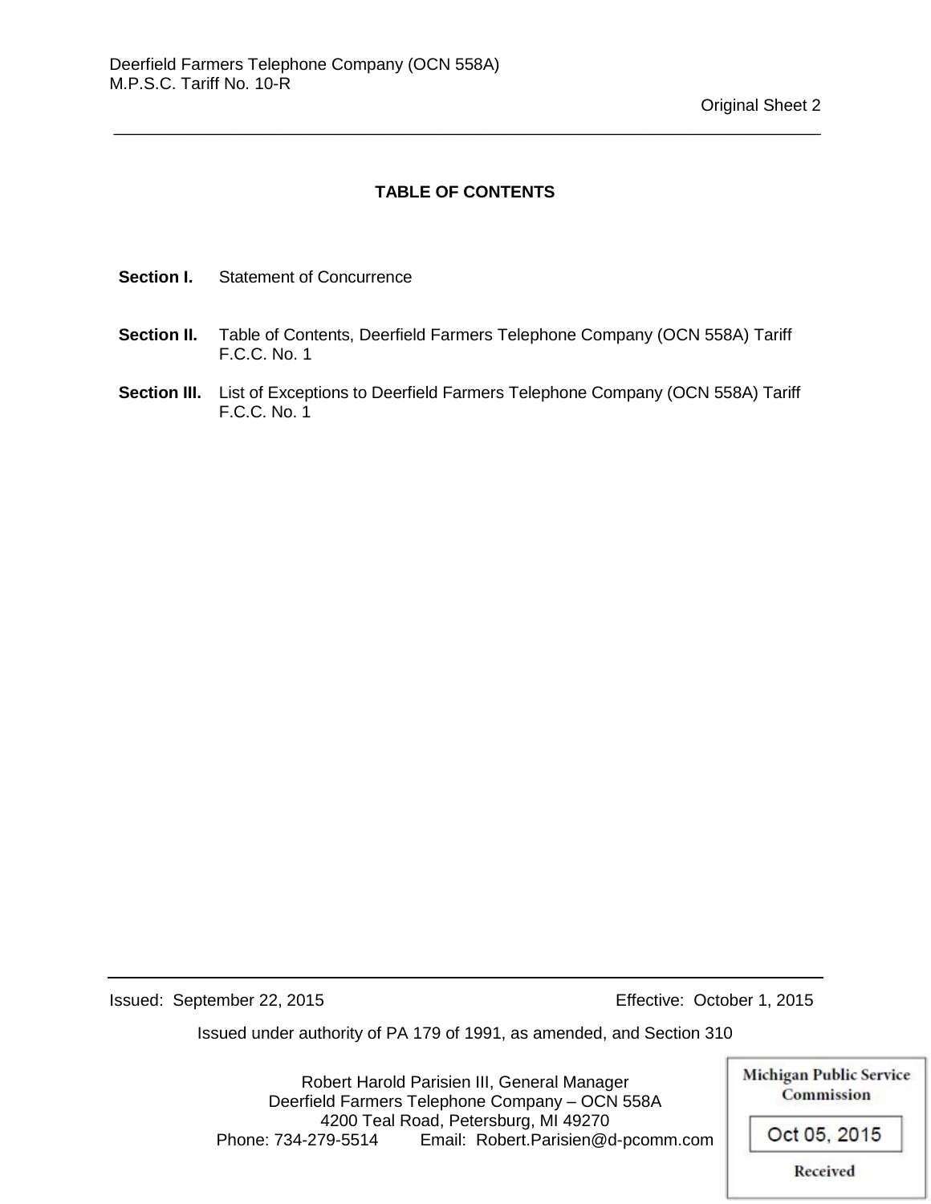Deerfield Farmers Telephone Company (OCN 558A)
M.P.S.C. Tariff No. 10-R

Original Sheet 2

## TABLE OF CONTENTS

**Section I.** Statement of Concurrence

**Section II.** Table of Contents, Deerfield Farmers Telephone Company (OCN 558A) Tariff F.C.C. No. 1

**Section III.** List of Exceptions to Deerfield Farmers Telephone Company (OCN 558A) Tariff F.C.C. No. 1

Issued: September 22, 2015 Effective: October 1, 2015

Issued under authority of PA 179 of 1991, as amended, and Section 310

Robert Harold Parisien III, General Manager
Deerfield Farmers Telephone Company – OCN 558A
4200 Teal Road, Petersburg, MI 49270
Phone: 734-279-5514 Email: Robert.Parisien@d-pcomm.com

Michigan Public Service Commission
Oct 05, 2015
Received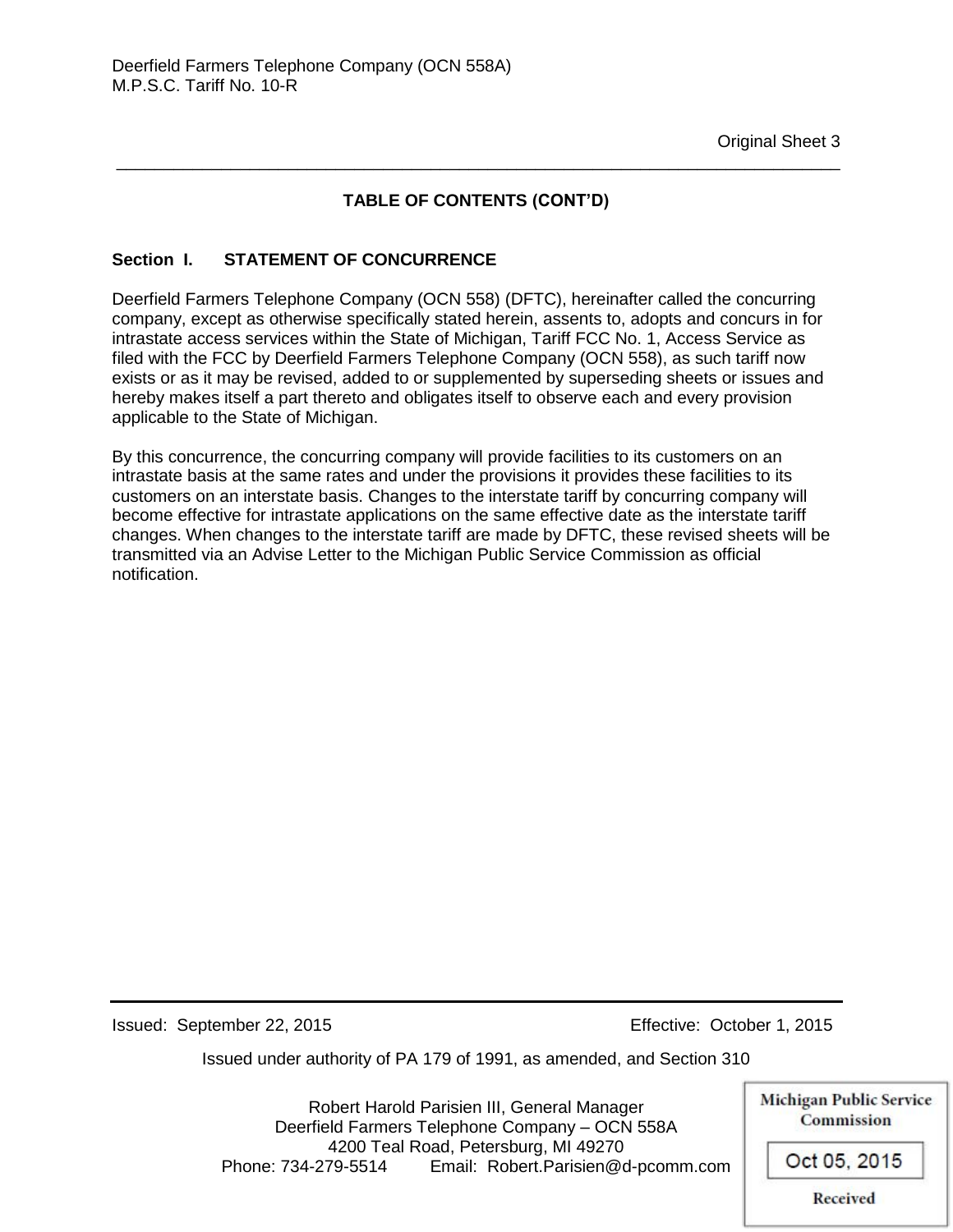Original Sheet 3

## TABLE OF CONTENTS (CONT'D)

### Section I. STATEMENT OF CONCURRENCE

Deerfield Farmers Telephone Company (OCN 558) (DFTC), hereinafter called the concurring company, except as otherwise specifically stated herein, assents to, adopts and concurs in for intrastate access services within the State of Michigan, Tariff FCC No. 1, Access Service as filed with the FCC by Deerfield Farmers Telephone Company (OCN 558), as such tariff now exists or as it may be revised, added to or supplemented by superseding sheets or issues and hereby makes itself a part thereto and obligates itself to observe each and every provision applicable to the State of Michigan.

By this concurrence, the concurring company will provide facilities to its customers on an intrastate basis at the same rates and under the provisions it provides these facilities to its customers on an interstate basis. Changes to the interstate tariff by concurring company will become effective for intrastate applications on the same effective date as the interstate tariff changes. When changes to the interstate tariff are made by DFTC, these revised sheets will be transmitted via an Advise Letter to the Michigan Public Service Commission as official notification.

Issued: September 22, 2015 Effective: October 1, 2015

Issued under authority of PA 179 of 1991, as amended, and Section 310

Robert Harold Parisien III, General Manager
Deerfield Farmers Telephone Company – OCN 558A
4200 Teal Road, Petersburg, MI 49270
Phone: 734-279-5514 Email: Robert.Parisien@d-pcomm.com

Michigan Public Service Commission
Oct 05, 2015
Received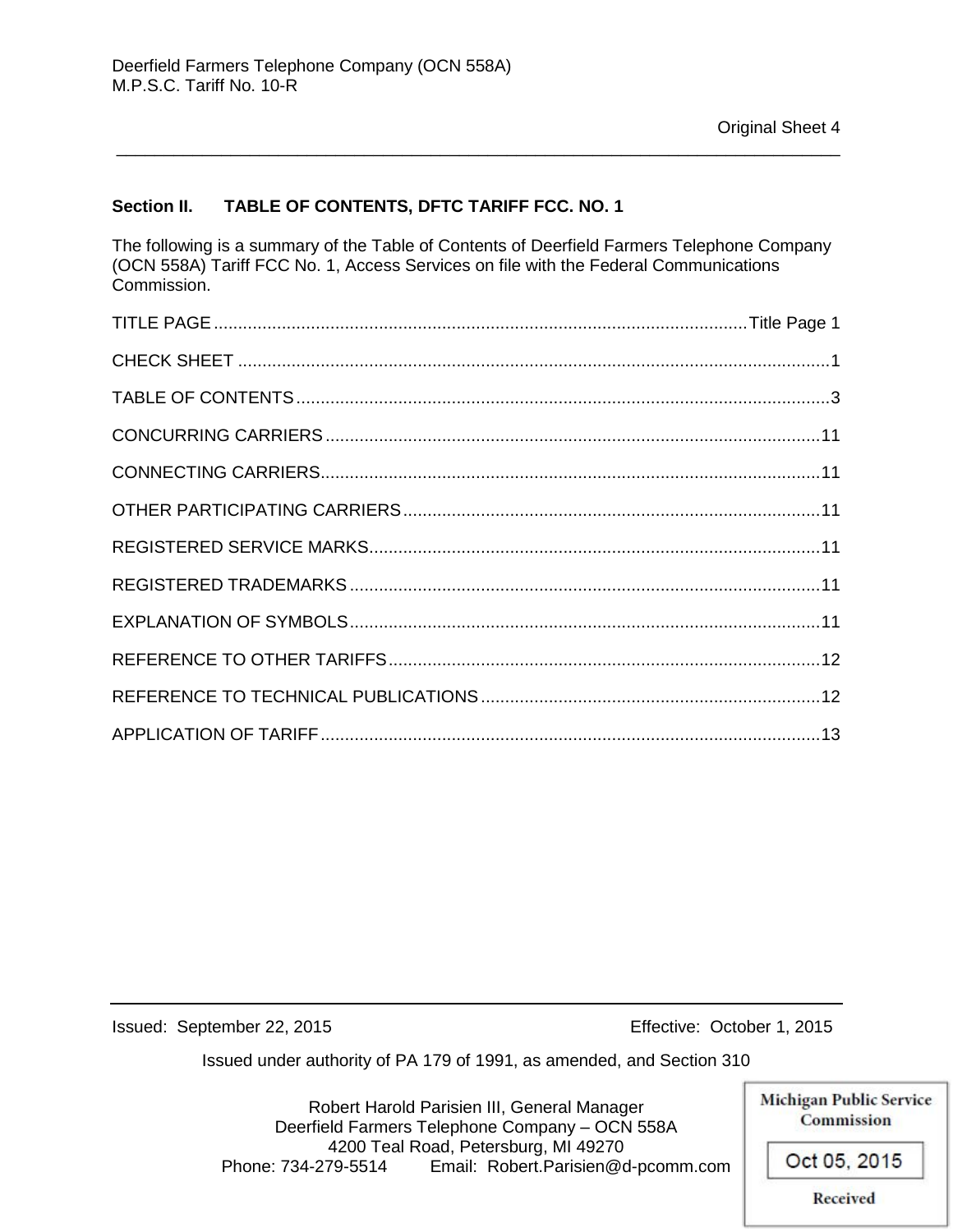## Section II. TABLE OF CONTENTS, DFTC TARIFF FCC. NO. 1

The following is a summary of the Table of Contents of Deerfield Farmers Telephone Company (OCN 558A) Tariff FCC No. 1, Access Services on file with the Federal Communications Commission.

| | |
|---|---|
| TITLE PAGE | Title Page 1 |
| CHECK SHEET | 1 |
| TABLE OF CONTENTS | 3 |
| CONCURRING CARRIERS | 11 |
| CONNECTING CARRIERS | 11 |
| OTHER PARTICIPATING CARRIERS | 11 |
| REGISTERED SERVICE MARKS | 11 |
| REGISTERED TRADEMARKS | 11 |
| EXPLANATION OF SYMBOLS | 11 |
| REFERENCE TO OTHER TARIFFS | 12 |
| REFERENCE TO TECHNICAL PUBLICATIONS | 12 |
| APPLICATION OF TARIFF | 13 |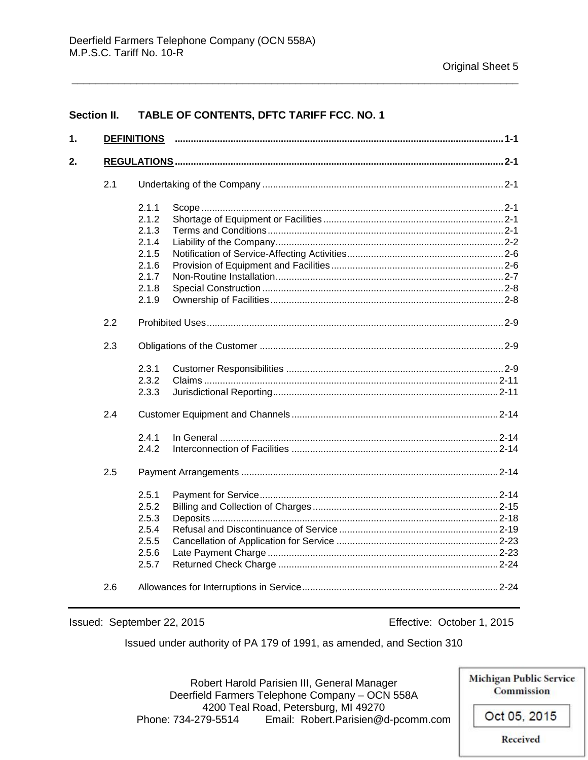## Section II. TABLE OF CONTENTS, DFTC TARIFF FCC. NO. 1

| | | | |
|---|---|---|---|
| **1.** | **DEFINITIONS** | | **1-1** |
| **2.** | **REGULATIONS** | | **2-1** |
| | 2.1 | Undertaking of the Company | 2-1 |
| | | 2.1.1 Scope | 2-1 |
| | | 2.1.2 Shortage of Equipment or Facilities | 2-1 |
| | | 2.1.3 Terms and Conditions | 2-1 |
| | | 2.1.4 Liability of the Company | 2-2 |
| | | 2.1.5 Notification of Service-Affecting Activities | 2-6 |
| | | 2.1.6 Provision of Equipment and Facilities | 2-6 |
| | | 2.1.7 Non-Routine Installation | 2-7 |
| | | 2.1.8 Special Construction | 2-8 |
| | | 2.1.9 Ownership of Facilities | 2-8 |
| | 2.2 | Prohibited Uses | 2-9 |
| | 2.3 | Obligations of the Customer | 2-9 |
| | | 2.3.1 Customer Responsibilities | 2-9 |
| | | 2.3.2 Claims | 2-11 |
| | | 2.3.3 Jurisdictional Reporting | 2-11 |
| | 2.4 | Customer Equipment and Channels | 2-14 |
| | | 2.4.1 In General | 2-14 |
| | | 2.4.2 Interconnection of Facilities | 2-14 |
| | 2.5 | Payment Arrangements | 2-14 |
| | | 2.5.1 Payment for Service | 2-14 |
| | | 2.5.2 Billing and Collection of Charges | 2-15 |
| | | 2.5.3 Deposits | 2-18 |
| | | 2.5.4 Refusal and Discontinuance of Service | 2-19 |
| | | 2.5.5 Cancellation of Application for Service | 2-23 |
| | | 2.5.6 Late Payment Charge | 2-23 |
| | | 2.5.7 Returned Check Charge | 2-24 |
| | 2.6 | Allowances for Interruptions in Service | 2-24 |

Issued: September 22, 2015 Effective: October 1, 2015

Issued under authority of PA 179 of 1991, as amended, and Section 310

Robert Harold Parisien III, General Manager
Deerfield Farmers Telephone Company – OCN 558A
4200 Teal Road, Petersburg, MI 49270
Phone: 734-279-5514 Email: Robert.Parisien@d-pcomm.com

Michigan Public Service Commission
Oct 05, 2015
Received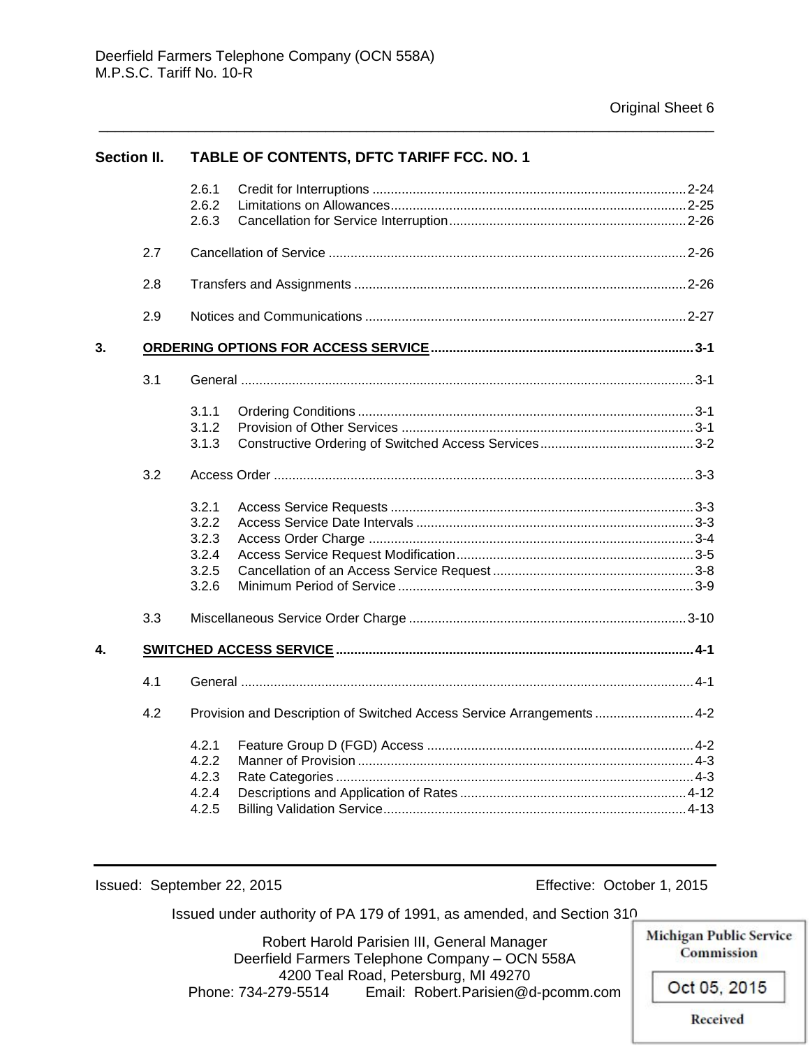## Section II. TABLE OF CONTENTS, DFTC TARIFF FCC. NO. 1

| | | | |
|---|---|---|---|
| | 2.6.1 | Credit for Interruptions | 2-24 |
| | 2.6.2 | Limitations on Allowances | 2-25 |
| | 2.6.3 | Cancellation for Service Interruption | 2-26 |
| 2.7 | | Cancellation of Service | 2-26 |
| 2.8 | | Transfers and Assignments | 2-26 |
| 2.9 | | Notices and Communications | 2-27 |
| **3.** | | **ORDERING OPTIONS FOR ACCESS SERVICE** | **3-1** |
| 3.1 | | General | 3-1 |
| | 3.1.1 | Ordering Conditions | 3-1 |
| | 3.1.2 | Provision of Other Services | 3-1 |
| | 3.1.3 | Constructive Ordering of Switched Access Services | 3-2 |
| 3.2 | | Access Order | 3-3 |
| | 3.2.1 | Access Service Requests | 3-3 |
| | 3.2.2 | Access Service Date Intervals | 3-3 |
| | 3.2.3 | Access Order Charge | 3-4 |
| | 3.2.4 | Access Service Request Modification | 3-5 |
| | 3.2.5 | Cancellation of an Access Service Request | 3-8 |
| | 3.2.6 | Minimum Period of Service | 3-9 |
| 3.3 | | Miscellaneous Service Order Charge | 3-10 |
| **4.** | | **SWITCHED ACCESS SERVICE** | **4-1** |
| 4.1 | | General | 4-1 |
| 4.2 | | Provision and Description of Switched Access Service Arrangements | 4-2 |
| | 4.2.1 | Feature Group D (FGD) Access | 4-2 |
| | 4.2.2 | Manner of Provision | 4-3 |
| | 4.2.3 | Rate Categories | 4-3 |
| | 4.2.4 | Descriptions and Application of Rates | 4-12 |
| | 4.2.5 | Billing Validation Service | 4-13 |

Issued: September 22, 2015 Effective: October 1, 2015

Issued under authority of PA 179 of 1991, as amended, and Section 310

Robert Harold Parisien III, General Manager
Deerfield Farmers Telephone Company – OCN 558A
4200 Teal Road, Petersburg, MI 49270
Phone: 734-279-5514 Email: Robert.Parisien@d-pcomm.com

Michigan Public Service Commission
Oct 05, 2015
Received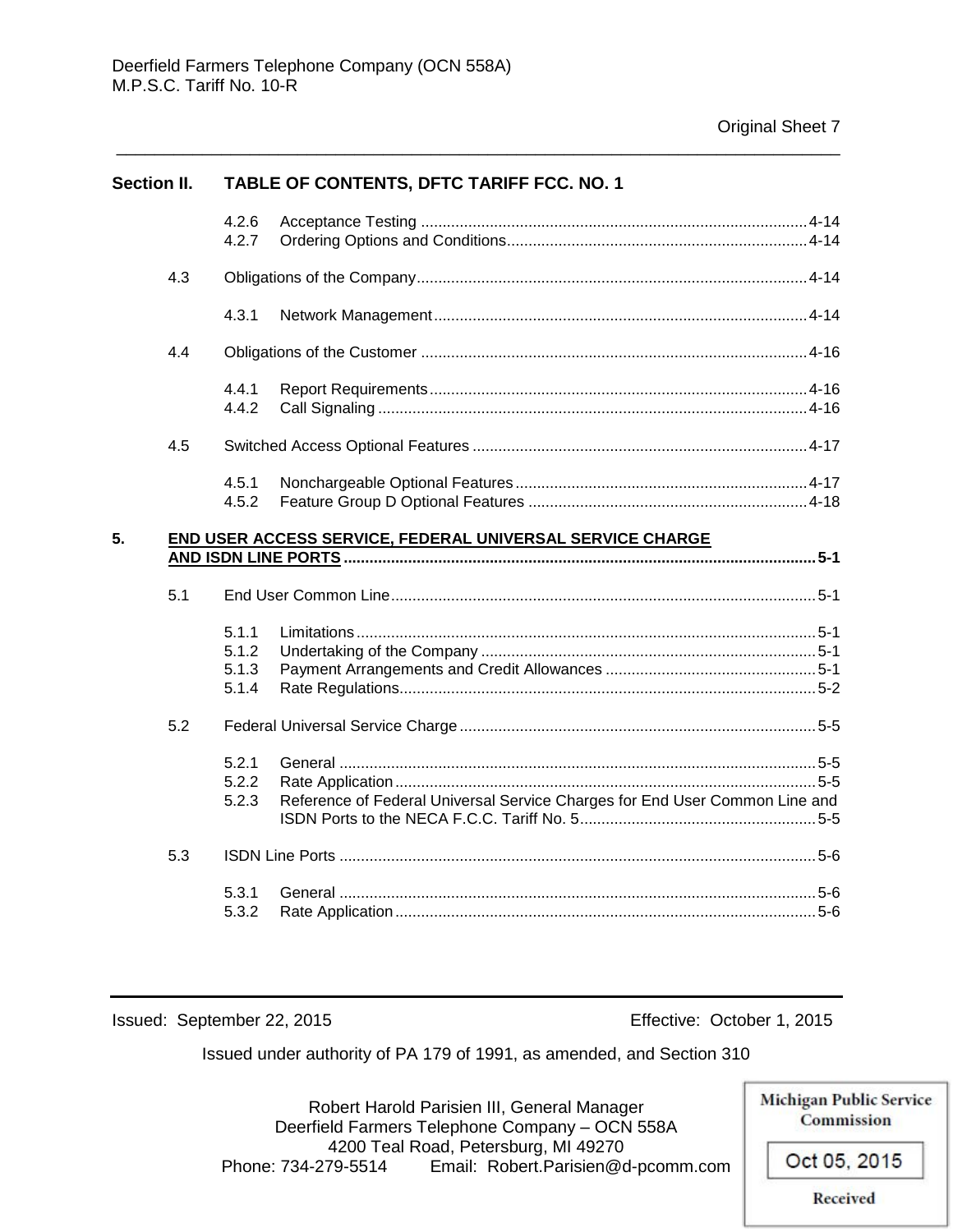Deerfield Farmers Telephone Company (OCN 558A)
M.P.S.C. Tariff No. 10-R

Original Sheet 7

## Section II. TABLE OF CONTENTS, DFTC TARIFF FCC. NO. 1

| | | Page |
|---|---|---|
| 4.2.6 | Acceptance Testing | 4-14 |
| 4.2.7 | Ordering Options and Conditions | 4-14 |
| 4.3 | Obligations of the Company | 4-14 |
| 4.3.1 | Network Management | 4-14 |
| 4.4 | Obligations of the Customer | 4-16 |
| 4.4.1 | Report Requirements | 4-16 |
| 4.4.2 | Call Signaling | 4-16 |
| 4.5 | Switched Access Optional Features | 4-17 |
| 4.5.1 | Nonchargeable Optional Features | 4-17 |
| 4.5.2 | Feature Group D Optional Features | 4-18 |
| **5.** | **END USER ACCESS SERVICE, FEDERAL UNIVERSAL SERVICE CHARGE AND ISDN LINE PORTS** | **5-1** |
| 5.1 | End User Common Line | 5-1 |
| 5.1.1 | Limitations | 5-1 |
| 5.1.2 | Undertaking of the Company | 5-1 |
| 5.1.3 | Payment Arrangements and Credit Allowances | 5-1 |
| 5.1.4 | Rate Regulations | 5-2 |
| 5.2 | Federal Universal Service Charge | 5-5 |
| 5.2.1 | General | 5-5 |
| 5.2.2 | Rate Application | 5-5 |
| 5.2.3 | Reference of Federal Universal Service Charges for End User Common Line and ISDN Ports to the NECA F.C.C. Tariff No. 5 | 5-5 |
| 5.3 | ISDN Line Ports | 5-6 |
| 5.3.1 | General | 5-6 |
| 5.3.2 | Rate Application | 5-6 |

Issued: September 22, 2015 Effective: October 1, 2015

Issued under authority of PA 179 of 1991, as amended, and Section 310

Robert Harold Parisien III, General Manager
Deerfield Farmers Telephone Company – OCN 558A
4200 Teal Road, Petersburg, MI 49270
Phone: 734-279-5514 Email: Robert.Parisien@d-pcomm.com

Michigan Public Service Commission
Oct 05, 2015
Received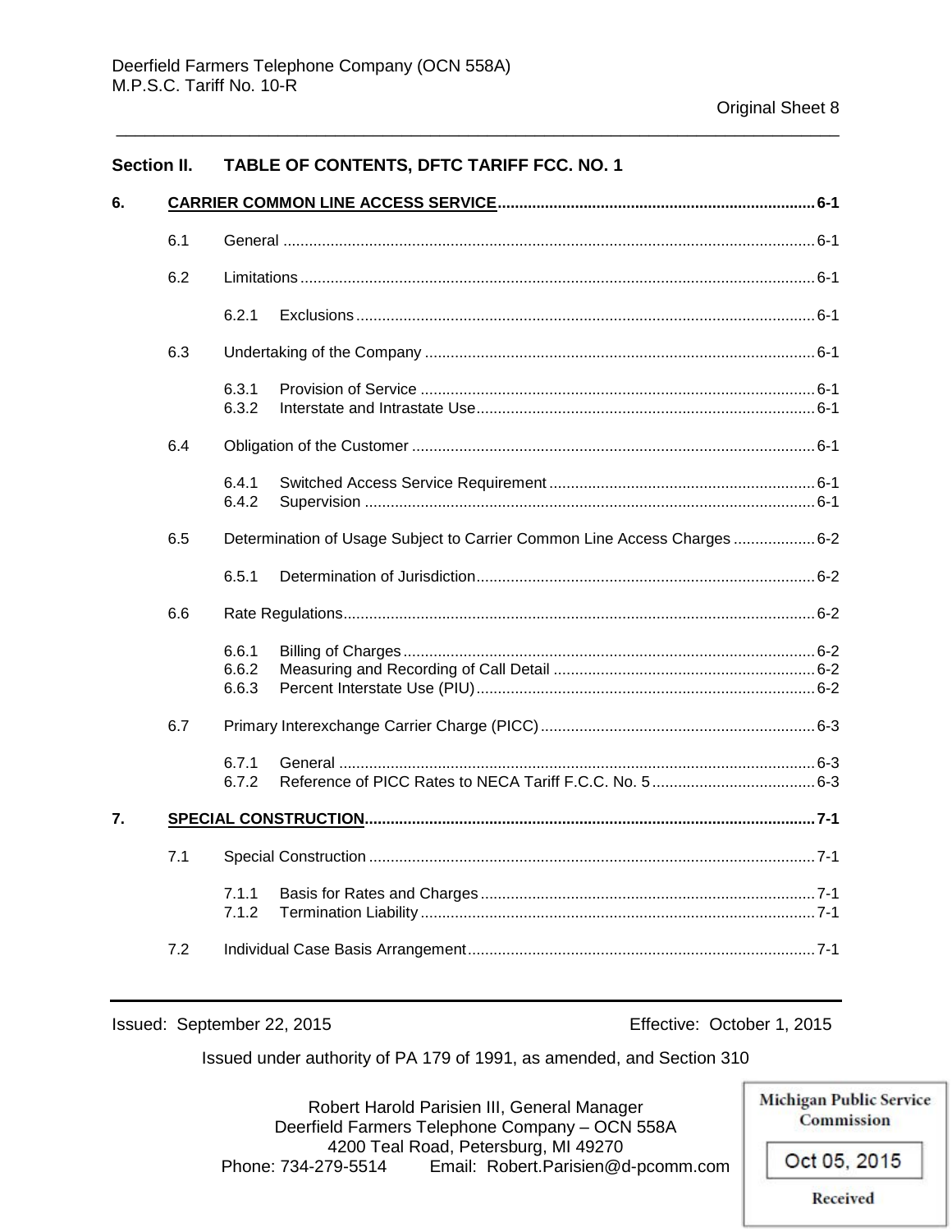## Section II. TABLE OF CONTENTS, DFTC TARIFF FCC. NO. 1

**6. CARRIER COMMON LINE ACCESS SERVICE** .......... **6-1**

- 6.1 General .......... 6-1
- 6.2 Limitations .......... 6-1
  - 6.2.1 Exclusions .......... 6-1
- 6.3 Undertaking of the Company .......... 6-1
  - 6.3.1 Provision of Service .......... 6-1
  - 6.3.2 Interstate and Intrastate Use .......... 6-1
- 6.4 Obligation of the Customer .......... 6-1
  - 6.4.1 Switched Access Service Requirement .......... 6-1
  - 6.4.2 Supervision .......... 6-1
- 6.5 Determination of Usage Subject to Carrier Common Line Access Charges .......... 6-2
  - 6.5.1 Determination of Jurisdiction .......... 6-2
- 6.6 Rate Regulations .......... 6-2
  - 6.6.1 Billing of Charges .......... 6-2
  - 6.6.2 Measuring and Recording of Call Detail .......... 6-2
  - 6.6.3 Percent Interstate Use (PIU) .......... 6-2
- 6.7 Primary Interexchange Carrier Charge (PICC) .......... 6-3
  - 6.7.1 General .......... 6-3
  - 6.7.2 Reference of PICC Rates to NECA Tariff F.C.C. No. 5 .......... 6-3

**7. SPECIAL CONSTRUCTION** .......... **7-1**

- 7.1 Special Construction .......... 7-1
  - 7.1.1 Basis for Rates and Charges .......... 7-1
  - 7.1.2 Termination Liability .......... 7-1
- 7.2 Individual Case Basis Arrangement .......... 7-1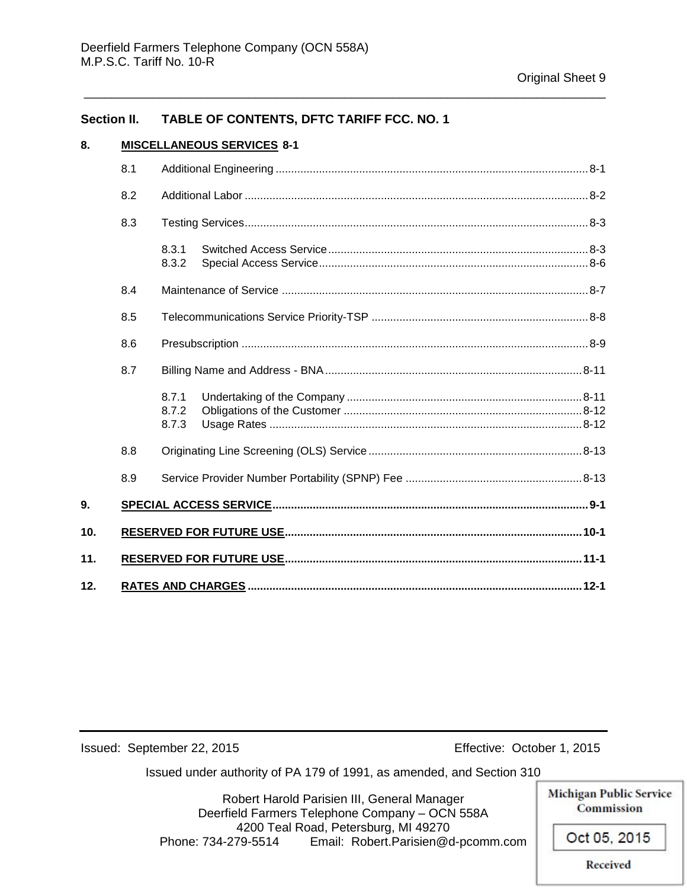## Section II. TABLE OF CONTENTS, DFTC TARIFF FCC. NO. 1

**8. MISCELLANEOUS SERVICES 8-1**

- 8.1 Additional Engineering ........ 8-1
- 8.2 Additional Labor ........ 8-2
- 8.3 Testing Services ........ 8-3
  - 8.3.1 Switched Access Service ........ 8-3
  - 8.3.2 Special Access Service ........ 8-6
- 8.4 Maintenance of Service ........ 8-7
- 8.5 Telecommunications Service Priority-TSP ........ 8-8
- 8.6 Presubscription ........ 8-9
- 8.7 Billing Name and Address - BNA ........ 8-11
  - 8.7.1 Undertaking of the Company ........ 8-11
  - 8.7.2 Obligations of the Customer ........ 8-12
  - 8.7.3 Usage Rates ........ 8-12
- 8.8 Originating Line Screening (OLS) Service ........ 8-13
- 8.9 Service Provider Number Portability (SPNP) Fee ........ 8-13

**9. SPECIAL ACCESS SERVICE ........ 9-1**

**10. RESERVED FOR FUTURE USE ........ 10-1**

**11. RESERVED FOR FUTURE USE ........ 11-1**

**12. RATES AND CHARGES ........ 12-1**

Issued: September 22, 2015 Effective: October 1, 2015

Issued under authority of PA 179 of 1991, as amended, and Section 310

Robert Harold Parisien III, General Manager
Deerfield Farmers Telephone Company – OCN 558A
4200 Teal Road, Petersburg, MI 49270
Phone: 734-279-5514 Email: Robert.Parisien@d-pcomm.com

Michigan Public Service Commission
Oct 05, 2015
Received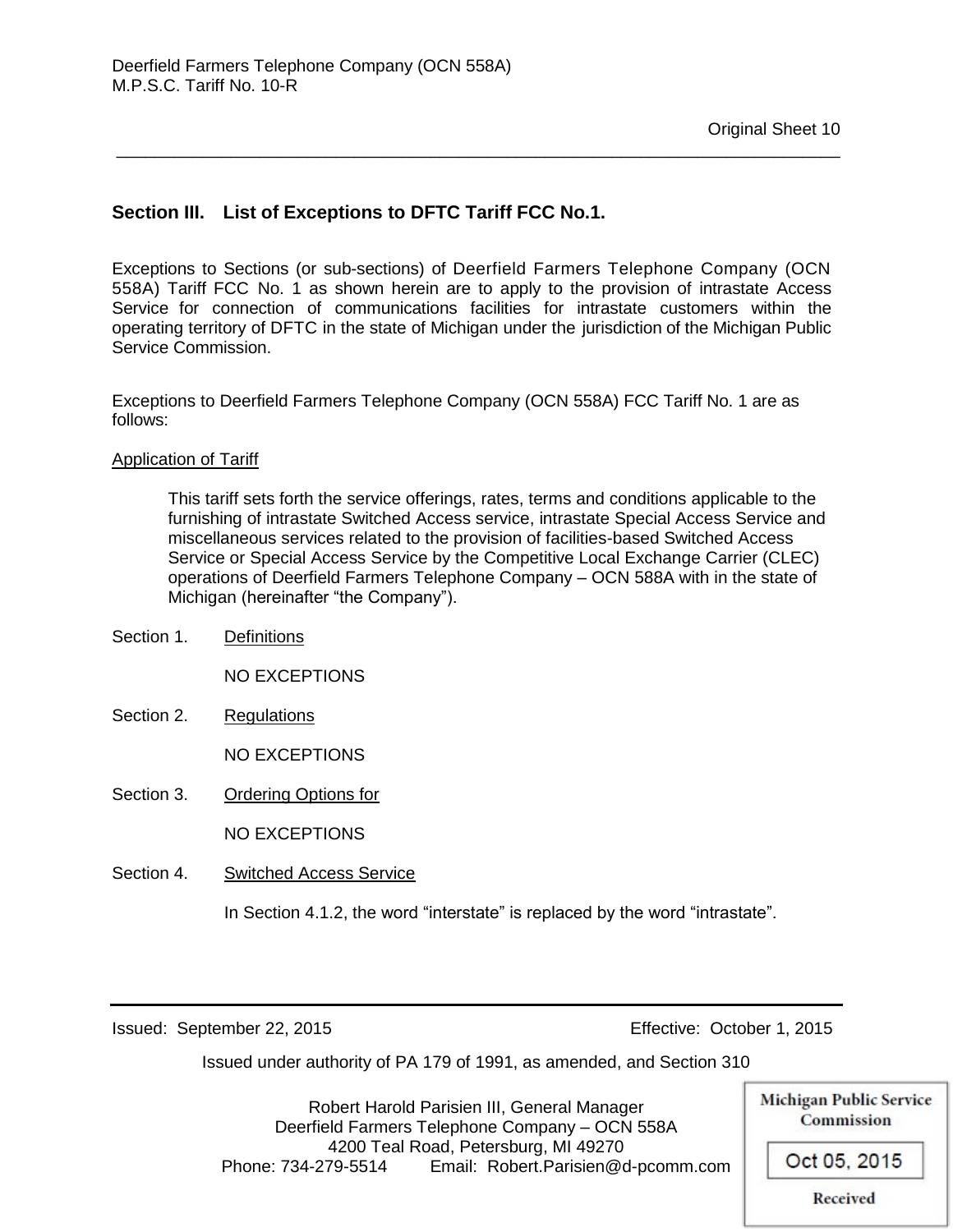## Section III. List of Exceptions to DFTC Tariff FCC No.1.

Exceptions to Sections (or sub-sections) of Deerfield Farmers Telephone Company (OCN 558A) Tariff FCC No. 1 as shown herein are to apply to the provision of intrastate Access Service for connection of communications facilities for intrastate customers within the operating territory of DFTC in the state of Michigan under the jurisdiction of the Michigan Public Service Commission.

Exceptions to Deerfield Farmers Telephone Company (OCN 558A) FCC Tariff No. 1 are as follows:

Application of Tariff

> This tariff sets forth the service offerings, rates, terms and conditions applicable to the furnishing of intrastate Switched Access service, intrastate Special Access Service and miscellaneous services related to the provision of facilities-based Switched Access Service or Special Access Service by the Competitive Local Exchange Carrier (CLEC) operations of Deerfield Farmers Telephone Company – OCN 588A with in the state of Michigan (hereinafter "the Company").

Section 1. Definitions

NO EXCEPTIONS

Section 2. Regulations

NO EXCEPTIONS

Section 3. Ordering Options for

NO EXCEPTIONS

Section 4. Switched Access Service

In Section 4.1.2, the word "interstate" is replaced by the word "intrastate".

Issued: September 22, 2015 Effective: October 1, 2015

Issued under authority of PA 179 of 1991, as amended, and Section 310

Robert Harold Parisien III, General Manager
Deerfield Farmers Telephone Company – OCN 558A
4200 Teal Road, Petersburg, MI 49270
Phone: 734-279-5514 Email: Robert.Parisien@d-pcomm.com

Michigan Public Service Commission
Oct 05, 2015
Received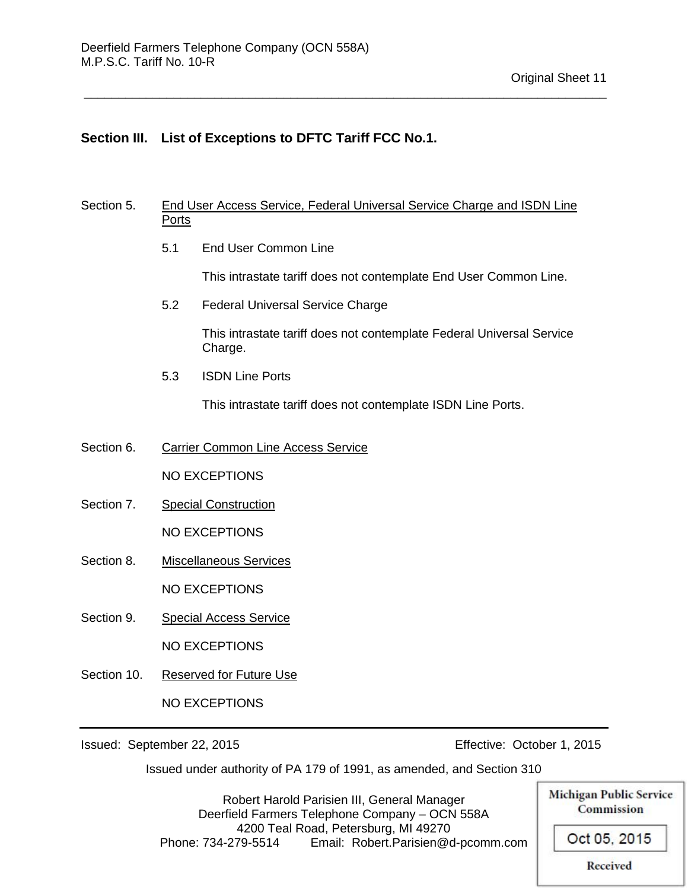## Section III. List of Exceptions to DFTC Tariff FCC No.1.

Section 5. End User Access Service, Federal Universal Service Charge and ISDN Line Ports

5.1 End User Common Line

This intrastate tariff does not contemplate End User Common Line.

5.2 Federal Universal Service Charge

This intrastate tariff does not contemplate Federal Universal Service Charge.

5.3 ISDN Line Ports

This intrastate tariff does not contemplate ISDN Line Ports.

Section 6. Carrier Common Line Access Service

NO EXCEPTIONS

Section 7. Special Construction

NO EXCEPTIONS

Section 8. Miscellaneous Services

NO EXCEPTIONS

Section 9. Special Access Service

NO EXCEPTIONS

Section 10. Reserved for Future Use

NO EXCEPTIONS

Issued: September 22, 2015 Effective: October 1, 2015

Issued under authority of PA 179 of 1991, as amended, and Section 310

Robert Harold Parisien III, General Manager
Deerfield Farmers Telephone Company – OCN 558A
4200 Teal Road, Petersburg, MI 49270
Phone: 734-279-5514 Email: Robert.Parisien@d-pcomm.com

Michigan Public Service Commission
Oct 05, 2015
Received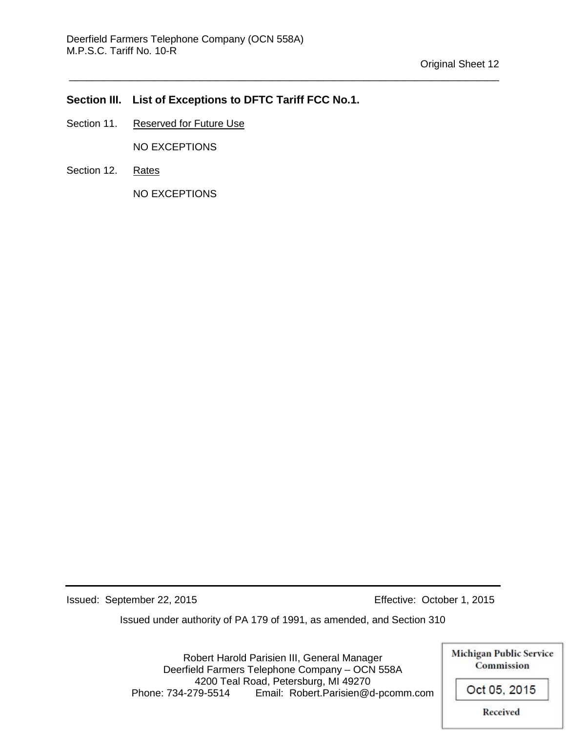## Section III. List of Exceptions to DFTC Tariff FCC No.1.

Section 11. Reserved for Future Use

NO EXCEPTIONS

Section 12. Rates

NO EXCEPTIONS

Issued: September 22, 2015 Effective: October 1, 2015

Issued under authority of PA 179 of 1991, as amended, and Section 310

Robert Harold Parisien III, General Manager
Deerfield Farmers Telephone Company – OCN 558A
4200 Teal Road, Petersburg, MI 49270
Phone: 734-279-5514 Email: Robert.Parisien@d-pcomm.com

Michigan Public Service Commission
Oct 05, 2015
Received